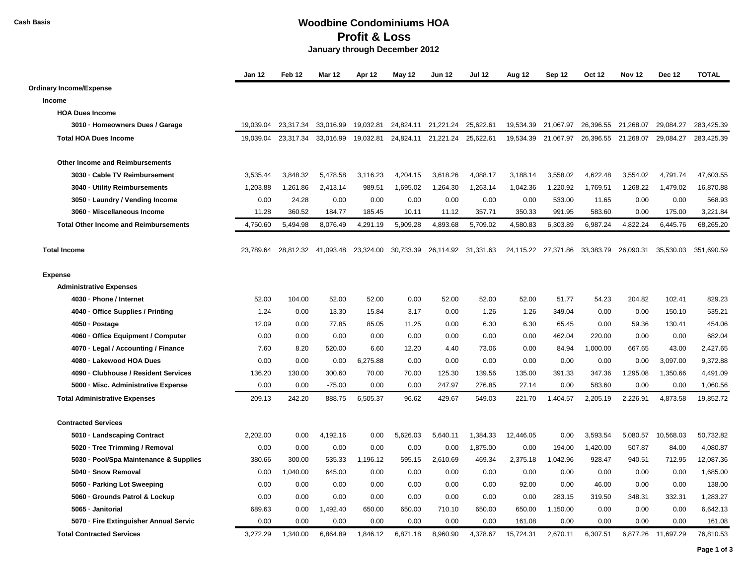Cash Basis

# Woodbine Condominiums HOA
## Profit & Loss
### January through December 2012

| | Jan 12 | Feb 12 | Mar 12 | Apr 12 | May 12 | Jun 12 | Jul 12 | Aug 12 | Sep 12 | Oct 12 | Nov 12 | Dec 12 | TOTAL |
|---|---|---|---|---|---|---|---|---|---|---|---|---|---|
| **Ordinary Income/Expense** | | | | | | | | | | | | | |
| **Income** | | | | | | | | | | | | | |
| **HOA Dues Income** | | | | | | | | | | | | | |
| **3010 · Homeowners Dues / Garage** | 19,039.04 | 23,317.34 | 33,016.99 | 19,032.81 | 24,824.11 | 21,221.24 | 25,622.61 | 19,534.39 | 21,067.97 | 26,396.55 | 21,268.07 | 29,084.27 | 283,425.39 |
| **Total HOA Dues Income** | 19,039.04 | 23,317.34 | 33,016.99 | 19,032.81 | 24,824.11 | 21,221.24 | 25,622.61 | 19,534.39 | 21,067.97 | 26,396.55 | 21,268.07 | 29,084.27 | 283,425.39 |
| **Other Income and Reimbursements** | | | | | | | | | | | | | |
| **3030 · Cable TV Reimbursement** | 3,535.44 | 3,848.32 | 5,478.58 | 3,116.23 | 4,204.15 | 3,618.26 | 4,088.17 | 3,188.14 | 3,558.02 | 4,622.48 | 3,554.02 | 4,791.74 | 47,603.55 |
| **3040 · Utility Reimbursements** | 1,203.88 | 1,261.86 | 2,413.14 | 989.51 | 1,695.02 | 1,264.30 | 1,263.14 | 1,042.36 | 1,220.92 | 1,769.51 | 1,268.22 | 1,479.02 | 16,870.88 |
| **3050 · Laundry / Vending Income** | 0.00 | 24.28 | 0.00 | 0.00 | 0.00 | 0.00 | 0.00 | 0.00 | 533.00 | 11.65 | 0.00 | 0.00 | 568.93 |
| **3060 · Miscellaneous Income** | 11.28 | 360.52 | 184.77 | 185.45 | 10.11 | 11.12 | 357.71 | 350.33 | 991.95 | 583.60 | 0.00 | 175.00 | 3,221.84 |
| **Total Other Income and Reimbursements** | 4,750.60 | 5,494.98 | 8,076.49 | 4,291.19 | 5,909.28 | 4,893.68 | 5,709.02 | 4,580.83 | 6,303.89 | 6,987.24 | 4,822.24 | 6,445.76 | 68,265.20 |
| **Total Income** | 23,789.64 | 28,812.32 | 41,093.48 | 23,324.00 | 30,733.39 | 26,114.92 | 31,331.63 | 24,115.22 | 27,371.86 | 33,383.79 | 26,090.31 | 35,530.03 | 351,690.59 |
| **Expense** | | | | | | | | | | | | | |
| **Administrative Expenses** | | | | | | | | | | | | | |
| **4030 · Phone / Internet** | 52.00 | 104.00 | 52.00 | 52.00 | 0.00 | 52.00 | 52.00 | 52.00 | 51.77 | 54.23 | 204.82 | 102.41 | 829.23 |
| **4040 · Office Supplies / Printing** | 1.24 | 0.00 | 13.30 | 15.84 | 3.17 | 0.00 | 1.26 | 1.26 | 349.04 | 0.00 | 0.00 | 150.10 | 535.21 |
| **4050 · Postage** | 12.09 | 0.00 | 77.85 | 85.05 | 11.25 | 0.00 | 6.30 | 6.30 | 65.45 | 0.00 | 59.36 | 130.41 | 454.06 |
| **4060 · Office Equipment / Computer** | 0.00 | 0.00 | 0.00 | 0.00 | 0.00 | 0.00 | 0.00 | 0.00 | 462.04 | 220.00 | 0.00 | 0.00 | 682.04 |
| **4070 · Legal / Accounting / Finance** | 7.60 | 8.20 | 520.00 | 6.60 | 12.20 | 4.40 | 73.06 | 0.00 | 84.94 | 1,000.00 | 667.65 | 43.00 | 2,427.65 |
| **4080 · Lakewood HOA Dues** | 0.00 | 0.00 | 0.00 | 6,275.88 | 0.00 | 0.00 | 0.00 | 0.00 | 0.00 | 0.00 | 0.00 | 3,097.00 | 9,372.88 |
| **4090 · Clubhouse / Resident Services** | 136.20 | 130.00 | 300.60 | 70.00 | 70.00 | 125.30 | 139.56 | 135.00 | 391.33 | 347.36 | 1,295.08 | 1,350.66 | 4,491.09 |
| **5000 · Misc. Administrative Expense** | 0.00 | 0.00 | -75.00 | 0.00 | 0.00 | 247.97 | 276.85 | 27.14 | 0.00 | 583.60 | 0.00 | 0.00 | 1,060.56 |
| **Total Administrative Expenses** | 209.13 | 242.20 | 888.75 | 6,505.37 | 96.62 | 429.67 | 549.03 | 221.70 | 1,404.57 | 2,205.19 | 2,226.91 | 4,873.58 | 19,852.72 |
| **Contracted Services** | | | | | | | | | | | | | |
| **5010 · Landscaping Contract** | 2,202.00 | 0.00 | 4,192.16 | 0.00 | 5,626.03 | 5,640.11 | 1,384.33 | 12,446.05 | 0.00 | 3,593.54 | 5,080.57 | 10,568.03 | 50,732.82 |
| **5020 · Tree Trimming / Removal** | 0.00 | 0.00 | 0.00 | 0.00 | 0.00 | 0.00 | 1,875.00 | 0.00 | 194.00 | 1,420.00 | 507.87 | 84.00 | 4,080.87 |
| **5030 · Pool/Spa Maintenance & Supplies** | 380.66 | 300.00 | 535.33 | 1,196.12 | 595.15 | 2,610.69 | 469.34 | 2,375.18 | 1,042.96 | 928.47 | 940.51 | 712.95 | 12,087.36 |
| **5040 · Snow Removal** | 0.00 | 1,040.00 | 645.00 | 0.00 | 0.00 | 0.00 | 0.00 | 0.00 | 0.00 | 0.00 | 0.00 | 0.00 | 1,685.00 |
| **5050 · Parking Lot Sweeping** | 0.00 | 0.00 | 0.00 | 0.00 | 0.00 | 0.00 | 0.00 | 92.00 | 0.00 | 46.00 | 0.00 | 0.00 | 138.00 |
| **5060 · Grounds Patrol & Lockup** | 0.00 | 0.00 | 0.00 | 0.00 | 0.00 | 0.00 | 0.00 | 0.00 | 283.15 | 319.50 | 348.31 | 332.31 | 1,283.27 |
| **5065 · Janitorial** | 689.63 | 0.00 | 1,492.40 | 650.00 | 650.00 | 710.10 | 650.00 | 650.00 | 1,150.00 | 0.00 | 0.00 | 0.00 | 6,642.13 |
| **5070 · Fire Extinguisher Annual Servic** | 0.00 | 0.00 | 0.00 | 0.00 | 0.00 | 0.00 | 0.00 | 161.08 | 0.00 | 0.00 | 0.00 | 0.00 | 161.08 |
| **Total Contracted Services** | 3,272.29 | 1,340.00 | 6,864.89 | 1,846.12 | 6,871.18 | 8,960.90 | 4,378.67 | 15,724.31 | 2,670.11 | 6,307.51 | 6,877.26 | 11,697.29 | 76,810.53 |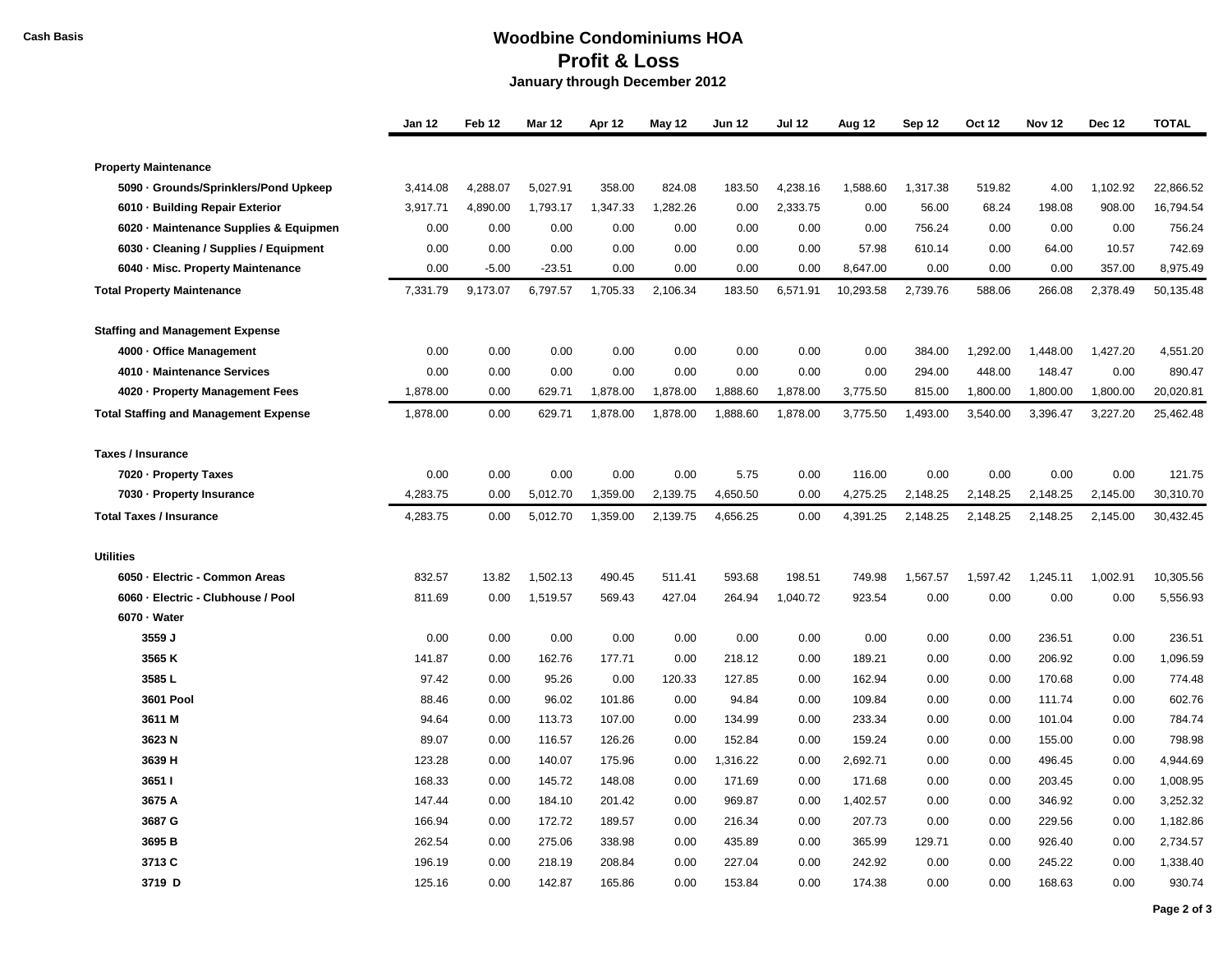Cash Basis

# Woodbine Condominiums HOA
## Profit & Loss
### January through December 2012

| | Jan 12 | Feb 12 | Mar 12 | Apr 12 | May 12 | Jun 12 | Jul 12 | Aug 12 | Sep 12 | Oct 12 | Nov 12 | Dec 12 | TOTAL |
|---|---|---|---|---|---|---|---|---|---|---|---|---|---|
| **Property Maintenance** | | | | | | | | | | | | | |
| **5090 · Grounds/Sprinklers/Pond Upkeep** | 3,414.08 | 4,288.07 | 5,027.91 | 358.00 | 824.08 | 183.50 | 4,238.16 | 1,588.60 | 1,317.38 | 519.82 | 4.00 | 1,102.92 | 22,866.52 |
| **6010 · Building Repair Exterior** | 3,917.71 | 4,890.00 | 1,793.17 | 1,347.33 | 1,282.26 | 0.00 | 2,333.75 | 0.00 | 56.00 | 68.24 | 198.08 | 908.00 | 16,794.54 |
| **6020 · Maintenance Supplies & Equipmen** | 0.00 | 0.00 | 0.00 | 0.00 | 0.00 | 0.00 | 0.00 | 0.00 | 756.24 | 0.00 | 0.00 | 0.00 | 756.24 |
| **6030 · Cleaning / Supplies / Equipment** | 0.00 | 0.00 | 0.00 | 0.00 | 0.00 | 0.00 | 0.00 | 57.98 | 610.14 | 0.00 | 64.00 | 10.57 | 742.69 |
| **6040 · Misc. Property Maintenance** | 0.00 | -5.00 | -23.51 | 0.00 | 0.00 | 0.00 | 0.00 | 8,647.00 | 0.00 | 0.00 | 0.00 | 357.00 | 8,975.49 |
| **Total Property Maintenance** | 7,331.79 | 9,173.07 | 6,797.57 | 1,705.33 | 2,106.34 | 183.50 | 6,571.91 | 10,293.58 | 2,739.76 | 588.06 | 266.08 | 2,378.49 | 50,135.48 |
| **Staffing and Management Expense** | | | | | | | | | | | | | |
| **4000 · Office Management** | 0.00 | 0.00 | 0.00 | 0.00 | 0.00 | 0.00 | 0.00 | 0.00 | 384.00 | 1,292.00 | 1,448.00 | 1,427.20 | 4,551.20 |
| **4010 · Maintenance Services** | 0.00 | 0.00 | 0.00 | 0.00 | 0.00 | 0.00 | 0.00 | 0.00 | 294.00 | 448.00 | 148.47 | 0.00 | 890.47 |
| **4020 · Property Management Fees** | 1,878.00 | 0.00 | 629.71 | 1,878.00 | 1,878.00 | 1,888.60 | 1,878.00 | 3,775.50 | 815.00 | 1,800.00 | 1,800.00 | 1,800.00 | 20,020.81 |
| **Total Staffing and Management Expense** | 1,878.00 | 0.00 | 629.71 | 1,878.00 | 1,878.00 | 1,888.60 | 1,878.00 | 3,775.50 | 1,493.00 | 3,540.00 | 3,396.47 | 3,227.20 | 25,462.48 |
| **Taxes / Insurance** | | | | | | | | | | | | | |
| **7020 · Property Taxes** | 0.00 | 0.00 | 0.00 | 0.00 | 0.00 | 5.75 | 0.00 | 116.00 | 0.00 | 0.00 | 0.00 | 0.00 | 121.75 |
| **7030 · Property Insurance** | 4,283.75 | 0.00 | 5,012.70 | 1,359.00 | 2,139.75 | 4,650.50 | 0.00 | 4,275.25 | 2,148.25 | 2,148.25 | 2,148.25 | 2,145.00 | 30,310.70 |
| **Total Taxes / Insurance** | 4,283.75 | 0.00 | 5,012.70 | 1,359.00 | 2,139.75 | 4,656.25 | 0.00 | 4,391.25 | 2,148.25 | 2,148.25 | 2,148.25 | 2,145.00 | 30,432.45 |
| **Utilities** | | | | | | | | | | | | | |
| **6050 · Electric - Common Areas** | 832.57 | 13.82 | 1,502.13 | 490.45 | 511.41 | 593.68 | 198.51 | 749.98 | 1,567.57 | 1,597.42 | 1,245.11 | 1,002.91 | 10,305.56 |
| **6060 · Electric - Clubhouse / Pool** | 811.69 | 0.00 | 1,519.57 | 569.43 | 427.04 | 264.94 | 1,040.72 | 923.54 | 0.00 | 0.00 | 0.00 | 0.00 | 5,556.93 |
| **6070 · Water** | | | | | | | | | | | | | |
| **3559 J** | 0.00 | 0.00 | 0.00 | 0.00 | 0.00 | 0.00 | 0.00 | 0.00 | 0.00 | 0.00 | 236.51 | 0.00 | 236.51 |
| **3565 K** | 141.87 | 0.00 | 162.76 | 177.71 | 0.00 | 218.12 | 0.00 | 189.21 | 0.00 | 0.00 | 206.92 | 0.00 | 1,096.59 |
| **3585 L** | 97.42 | 0.00 | 95.26 | 0.00 | 120.33 | 127.85 | 0.00 | 162.94 | 0.00 | 0.00 | 170.68 | 0.00 | 774.48 |
| **3601 Pool** | 88.46 | 0.00 | 96.02 | 101.86 | 0.00 | 94.84 | 0.00 | 109.84 | 0.00 | 0.00 | 111.74 | 0.00 | 602.76 |
| **3611 M** | 94.64 | 0.00 | 113.73 | 107.00 | 0.00 | 134.99 | 0.00 | 233.34 | 0.00 | 0.00 | 101.04 | 0.00 | 784.74 |
| **3623 N** | 89.07 | 0.00 | 116.57 | 126.26 | 0.00 | 152.84 | 0.00 | 159.24 | 0.00 | 0.00 | 155.00 | 0.00 | 798.98 |
| **3639 H** | 123.28 | 0.00 | 140.07 | 175.96 | 0.00 | 1,316.22 | 0.00 | 2,692.71 | 0.00 | 0.00 | 496.45 | 0.00 | 4,944.69 |
| **3651 I** | 168.33 | 0.00 | 145.72 | 148.08 | 0.00 | 171.69 | 0.00 | 171.68 | 0.00 | 0.00 | 203.45 | 0.00 | 1,008.95 |
| **3675 A** | 147.44 | 0.00 | 184.10 | 201.42 | 0.00 | 969.87 | 0.00 | 1,402.57 | 0.00 | 0.00 | 346.92 | 0.00 | 3,252.32 |
| **3687 G** | 166.94 | 0.00 | 172.72 | 189.57 | 0.00 | 216.34 | 0.00 | 207.73 | 0.00 | 0.00 | 229.56 | 0.00 | 1,182.86 |
| **3695 B** | 262.54 | 0.00 | 275.06 | 338.98 | 0.00 | 435.89 | 0.00 | 365.99 | 129.71 | 0.00 | 926.40 | 0.00 | 2,734.57 |
| **3713 C** | 196.19 | 0.00 | 218.19 | 208.84 | 0.00 | 227.04 | 0.00 | 242.92 | 0.00 | 0.00 | 245.22 | 0.00 | 1,338.40 |
| **3719 D** | 125.16 | 0.00 | 142.87 | 165.86 | 0.00 | 153.84 | 0.00 | 174.38 | 0.00 | 0.00 | 168.63 | 0.00 | 930.74 |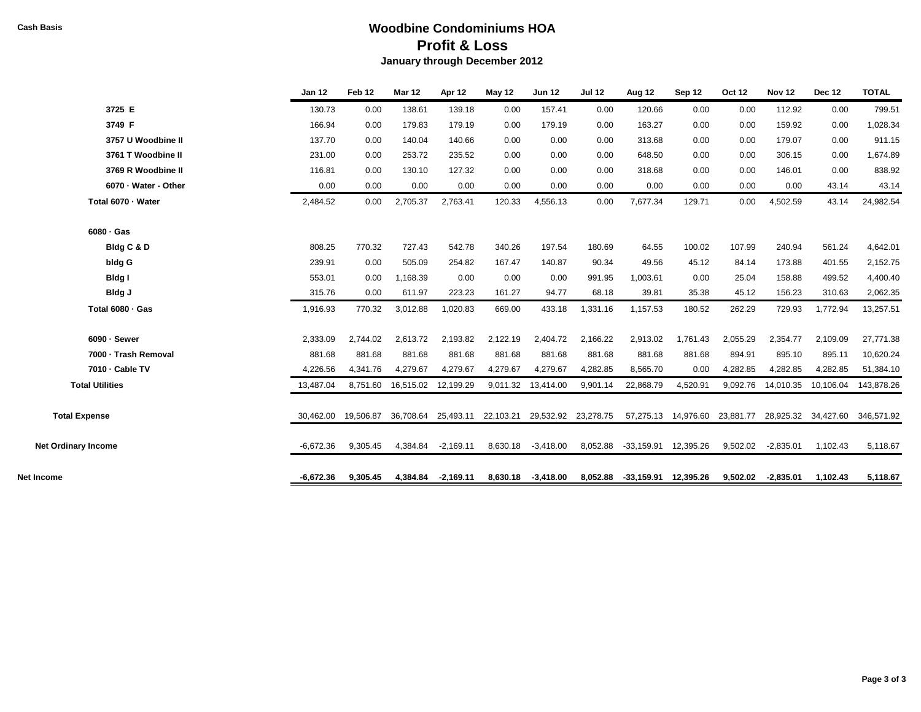Cash Basis

# Woodbine Condominiums HOA
## Profit & Loss
### January through December 2012

| | Jan 12 | Feb 12 | Mar 12 | Apr 12 | May 12 | Jun 12 | Jul 12 | Aug 12 | Sep 12 | Oct 12 | Nov 12 | Dec 12 | TOTAL |
|---|---|---|---|---|---|---|---|---|---|---|---|---|---|
| 3725 E | 130.73 | 0.00 | 138.61 | 139.18 | 0.00 | 157.41 | 0.00 | 120.66 | 0.00 | 0.00 | 112.92 | 0.00 | 799.51 |
| 3749 F | 166.94 | 0.00 | 179.83 | 179.19 | 0.00 | 179.19 | 0.00 | 163.27 | 0.00 | 0.00 | 159.92 | 0.00 | 1,028.34 |
| 3757 U Woodbine II | 137.70 | 0.00 | 140.04 | 140.66 | 0.00 | 0.00 | 0.00 | 313.68 | 0.00 | 0.00 | 179.07 | 0.00 | 911.15 |
| 3761 T Woodbine II | 231.00 | 0.00 | 253.72 | 235.52 | 0.00 | 0.00 | 0.00 | 648.50 | 0.00 | 0.00 | 306.15 | 0.00 | 1,674.89 |
| 3769 R Woodbine II | 116.81 | 0.00 | 130.10 | 127.32 | 0.00 | 0.00 | 0.00 | 318.68 | 0.00 | 0.00 | 146.01 | 0.00 | 838.92 |
| 6070 · Water - Other | 0.00 | 0.00 | 0.00 | 0.00 | 0.00 | 0.00 | 0.00 | 0.00 | 0.00 | 0.00 | 0.00 | 43.14 | 43.14 |
| Total 6070 · Water | 2,484.52 | 0.00 | 2,705.37 | 2,763.41 | 120.33 | 4,556.13 | 0.00 | 7,677.34 | 129.71 | 0.00 | 4,502.59 | 43.14 | 24,982.54 |
| 6080 · Gas | | | | | | | | | | | | | |
| Bldg C & D | 808.25 | 770.32 | 727.43 | 542.78 | 340.26 | 197.54 | 180.69 | 64.55 | 100.02 | 107.99 | 240.94 | 561.24 | 4,642.01 |
| bldg G | 239.91 | 0.00 | 505.09 | 254.82 | 167.47 | 140.87 | 90.34 | 49.56 | 45.12 | 84.14 | 173.88 | 401.55 | 2,152.75 |
| Bldg I | 553.01 | 0.00 | 1,168.39 | 0.00 | 0.00 | 0.00 | 991.95 | 1,003.61 | 0.00 | 25.04 | 158.88 | 499.52 | 4,400.40 |
| Bldg J | 315.76 | 0.00 | 611.97 | 223.23 | 161.27 | 94.77 | 68.18 | 39.81 | 35.38 | 45.12 | 156.23 | 310.63 | 2,062.35 |
| Total 6080 · Gas | 1,916.93 | 770.32 | 3,012.88 | 1,020.83 | 669.00 | 433.18 | 1,331.16 | 1,157.53 | 180.52 | 262.29 | 729.93 | 1,772.94 | 13,257.51 |
| 6090 · Sewer | 2,333.09 | 2,744.02 | 2,613.72 | 2,193.82 | 2,122.19 | 2,404.72 | 2,166.22 | 2,913.02 | 1,761.43 | 2,055.29 | 2,354.77 | 2,109.09 | 27,771.38 |
| 7000 · Trash Removal | 881.68 | 881.68 | 881.68 | 881.68 | 881.68 | 881.68 | 881.68 | 881.68 | 881.68 | 894.91 | 895.10 | 895.11 | 10,620.24 |
| 7010 · Cable TV | 4,226.56 | 4,341.76 | 4,279.67 | 4,279.67 | 4,279.67 | 4,279.67 | 4,282.85 | 8,565.70 | 0.00 | 4,282.85 | 4,282.85 | 4,282.85 | 51,384.10 |
| Total Utilities | 13,487.04 | 8,751.60 | 16,515.02 | 12,199.29 | 9,011.32 | 13,414.00 | 9,901.14 | 22,868.79 | 4,520.91 | 9,092.76 | 14,010.35 | 10,106.04 | 143,878.26 |
| Total Expense | 30,462.00 | 19,506.87 | 36,708.64 | 25,493.11 | 22,103.21 | 29,532.92 | 23,278.75 | 57,275.13 | 14,976.60 | 23,881.77 | 28,925.32 | 34,427.60 | 346,571.92 |
| Net Ordinary Income | -6,672.36 | 9,305.45 | 4,384.84 | -2,169.11 | 8,630.18 | -3,418.00 | 8,052.88 | -33,159.91 | 12,395.26 | 9,502.02 | -2,835.01 | 1,102.43 | 5,118.67 |
| **Net Income** | **-6,672.36** | **9,305.45** | **4,384.84** | **-2,169.11** | **8,630.18** | **-3,418.00** | **8,052.88** | **-33,159.91** | **12,395.26** | **9,502.02** | **-2,835.01** | **1,102.43** | **5,118.67** |